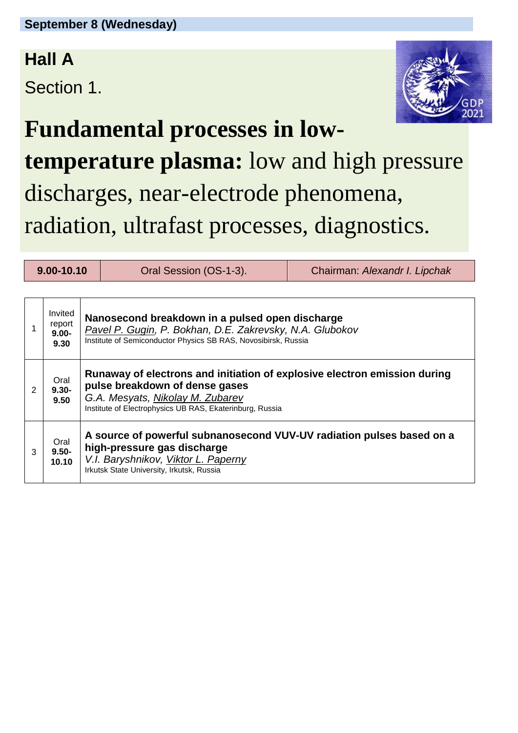**September 8 (Wednesday)**

## Hall A

Section 1.

# **Fundamental processes in low-temperature plasma:** low and high pressure discharges, near-electrode phenomena, radiation, ultrafast processes, diagnostics.

| **9.00-10.10** | Oral Session (OS-1-3). | Chairman: *Alexandr I. Lipchak* |
|---|---|---|

| | | |
|---|---|---|
| 1 | Invited report **9.00-9.30** | **Nanosecond breakdown in a pulsed open discharge**<br>*Pavel P. Gugin, P. Bokhan, D.E. Zakrevsky, N.A. Glubokov*<br>Institute of Semiconductor Physics SB RAS, Novosibirsk, Russia |
| 2 | Oral **9.30-9.50** | **Runaway of electrons and initiation of explosive electron emission during pulse breakdown of dense gases**<br>*G.A. Mesyats, Nikolay M. Zubarev*<br>Institute of Electrophysics UB RAS, Ekaterinburg, Russia |
| 3 | Oral **9.50-10.10** | **A source of powerful subnanosecond VUV-UV radiation pulses based on a high-pressure gas discharge**<br>*V.I. Baryshnikov, Viktor L. Paperny*<br>Irkutsk State University, Irkutsk, Russia |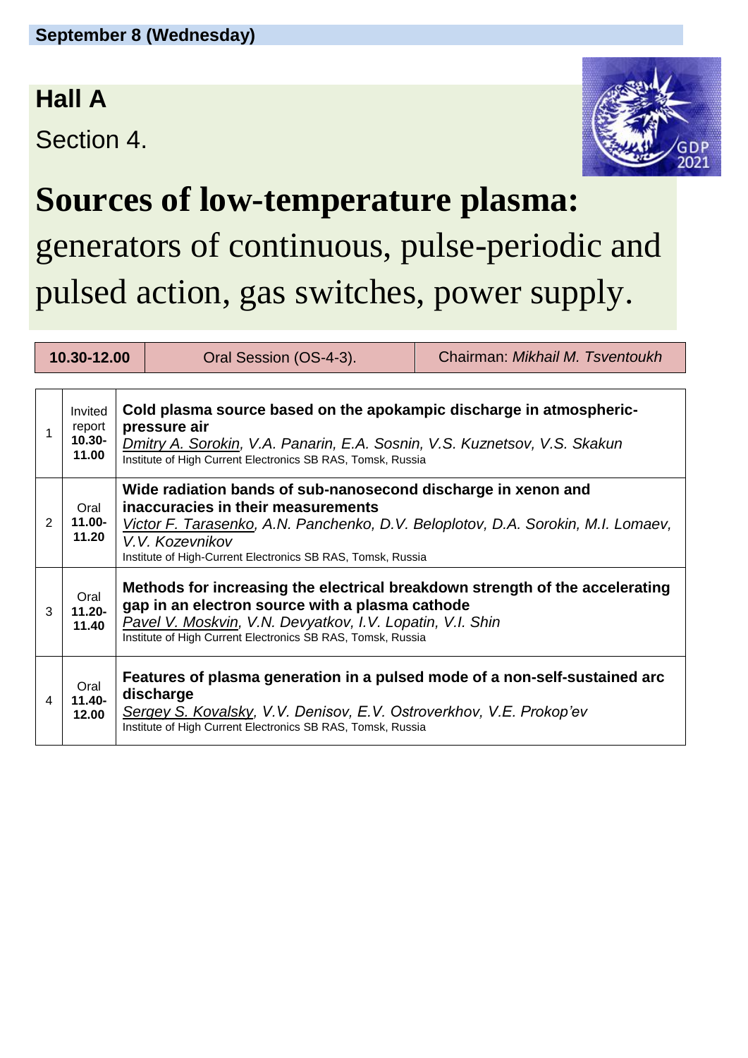**September 8 (Wednesday)**

## Hall A

Section 4.

# Sources of low-temperature plasma:

generators of continuous, pulse-periodic and pulsed action, gas switches, power supply.

| **10.30-12.00** | Oral Session (OS-4-3). | Chairman: *Mikhail M. Tsventoukh* |
|---|---|---|

| | | |
|---|---|---|
| 1 | Invited report **10.30-11.00** | **Cold plasma source based on the apokampic discharge in atmospheric-pressure air** *Dmitry A. Sorokin, V.A. Panarin, E.A. Sosnin, V.S. Kuznetsov, V.S. Skakun* Institute of High Current Electronics SB RAS, Tomsk, Russia |
| 2 | Oral **11.00-11.20** | **Wide radiation bands of sub-nanosecond discharge in xenon and inaccuracies in their measurements** *Victor F. Tarasenko, A.N. Panchenko, D.V. Beloplotov, D.A. Sorokin, M.I. Lomaev, V.V. Kozevnikov* Institute of High-Current Electronics SB RAS, Tomsk, Russia |
| 3 | Oral **11.20-11.40** | **Methods for increasing the electrical breakdown strength of the accelerating gap in an electron source with a plasma cathode** *Pavel V. Moskvin, V.N. Devyatkov, I.V. Lopatin, V.I. Shin* Institute of High Current Electronics SB RAS, Tomsk, Russia |
| 4 | Oral **11.40-12.00** | **Features of plasma generation in a pulsed mode of a non-self-sustained arc discharge** *Sergey S. Kovalsky, V.V. Denisov, E.V. Ostroverkhov, V.E. Prokop'ev* Institute of High Current Electronics SB RAS, Tomsk, Russia |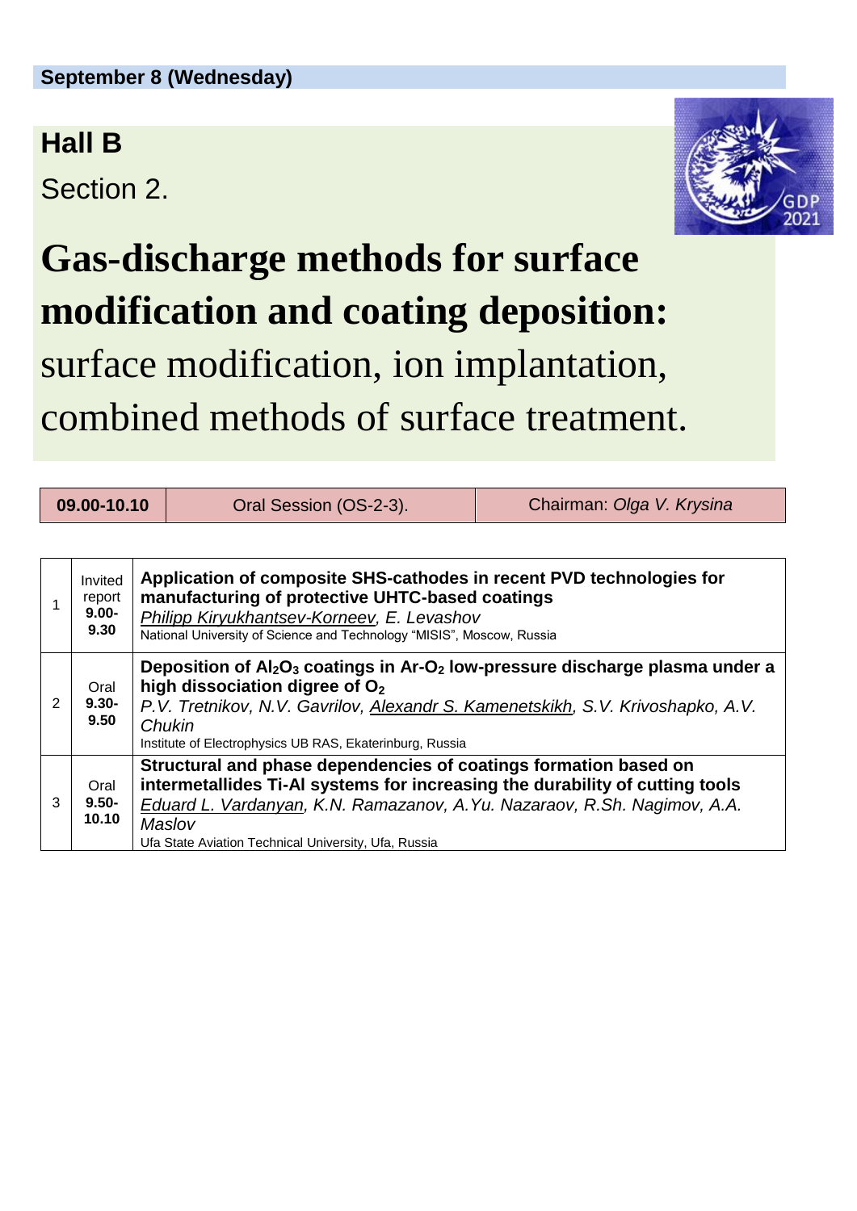**September 8 (Wednesday)**

## Hall B

Section 2.

# Gas-discharge methods for surface modification and coating deposition:

surface modification, ion implantation, combined methods of surface treatment.

| **09.00-10.10** | Oral Session (OS-2-3). | Chairman: *Olga V. Krysina* |
|---|---|---|

| | | |
|---|---|---|
| 1 | Invited report **9.00-9.30** | **Application of composite SHS-cathodes in recent PVD technologies for manufacturing of protective UHTC-based coatings** <br> *Philipp Kiryukhantsev-Korneev, E. Levashov* <br> National University of Science and Technology "MISIS", Moscow, Russia |
| 2 | Oral **9.30-9.50** | **Deposition of $Al_2O_3$ coatings in Ar-$O_2$ low-pressure discharge plasma under a high dissociation digree of $O_2$** <br> *P.V. Tretnikov, N.V. Gavrilov, Alexandr S. Kamenetskikh, S.V. Krivoshapko, A.V. Chukin* <br> Institute of Electrophysics UB RAS, Ekaterinburg, Russia |
| 3 | Oral **9.50-10.10** | **Structural and phase dependencies of coatings formation based on intermetallides Ti-Al systems for increasing the durability of cutting tools** <br> *Eduard L. Vardanyan, K.N. Ramazanov, A.Yu. Nazaraov, R.Sh. Nagimov, A.A. Maslov* <br> Ufa State Aviation Technical University, Ufa, Russia |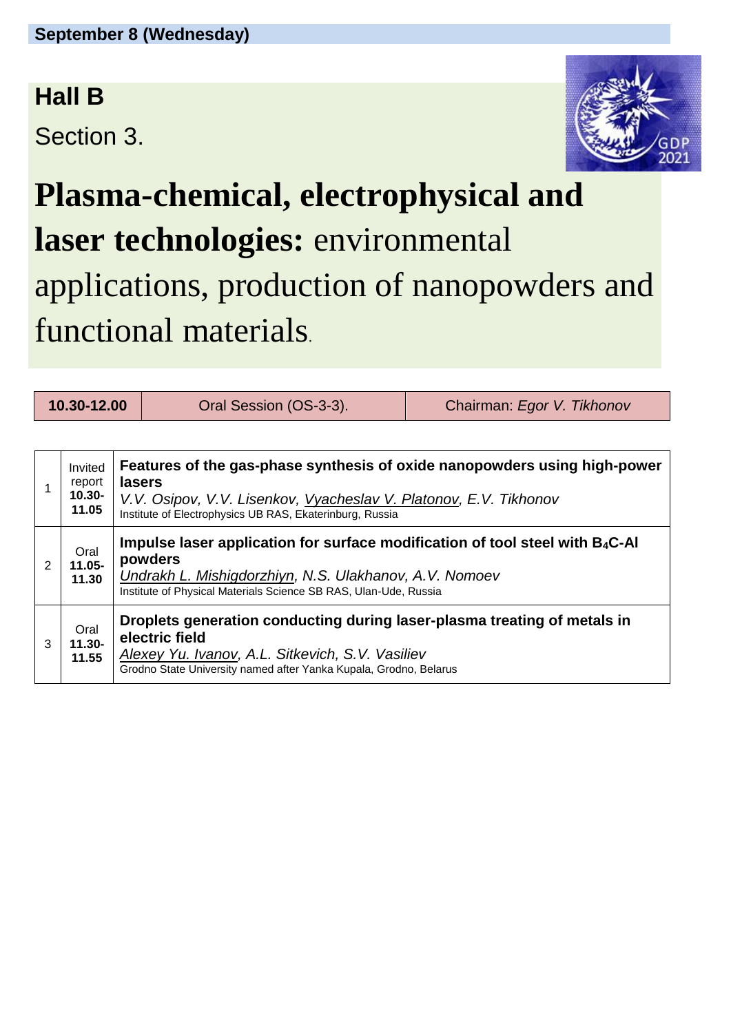**September 8 (Wednesday)**

## Hall B

Section 3.

# **Plasma-chemical, electrophysical and laser technologies:** environmental applications, production of nanopowders and functional materials.

| **10.30-12.00** | Oral Session (OS-3-3). | Chairman: *Egor V. Tikhonov* |
|---|---|---|

| | | |
|---|---|---|
| 1 | Invited report **10.30-11.05** | **Features of the gas-phase synthesis of oxide nanopowders using high-power lasers**<br>*V.V. Osipov, V.V. Lisenkov, Vyacheslav V. Platonov, E.V. Tikhonov*<br>Institute of Electrophysics UB RAS, Ekaterinburg, Russia |
| 2 | Oral **11.05-11.30** | **Impulse laser application for surface modification of tool steel with $B_4C$-Al powders**<br>*Undrakh L. Mishigdorzhiyn, N.S. Ulakhanov, A.V. Nomoev*<br>Institute of Physical Materials Science SB RAS, Ulan-Ude, Russia |
| 3 | Oral **11.30-11.55** | **Droplets generation conducting during laser-plasma treating of metals in electric field**<br>*Alexey Yu. Ivanov, A.L. Sitkevich, S.V. Vasiliev*<br>Grodno State University named after Yanka Kupala, Grodno, Belarus |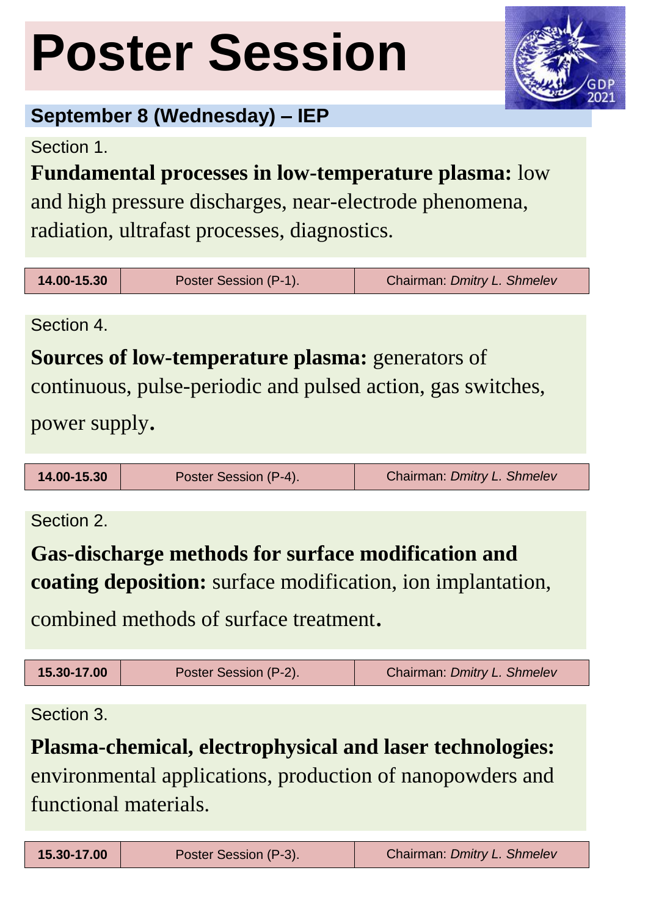# Poster Session

## September 8 (Wednesday) – IEP

Section 1.

**Fundamental processes in low-temperature plasma:** low and high pressure discharges, near-electrode phenomena, radiation, ultrafast processes, diagnostics.

| | | |
|---|---|---|
| **14.00-15.30** | Poster Session (P-1). | Chairman: *Dmitry L. Shmelev* |

Section 4.

**Sources of low-temperature plasma:** generators of continuous, pulse-periodic and pulsed action, gas switches, power supply.

| | | |
|---|---|---|
| **14.00-15.30** | Poster Session (P-4). | Chairman: *Dmitry L. Shmelev* |

Section 2.

**Gas-discharge methods for surface modification and coating deposition:** surface modification, ion implantation, combined methods of surface treatment.

| | | |
|---|---|---|
| **15.30-17.00** | Poster Session (P-2). | Chairman: *Dmitry L. Shmelev* |

Section 3.

**Plasma-chemical, electrophysical and laser technologies:** environmental applications, production of nanopowders and functional materials.

| | | |
|---|---|---|
| **15.30-17.00** | Poster Session (P-3). | Chairman: *Dmitry L. Shmelev* |